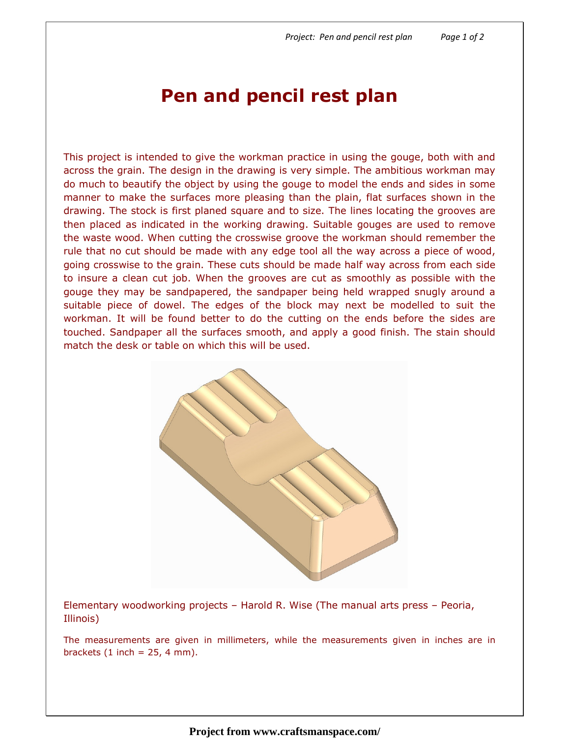# Pen and pencil rest plan

This project is intended to give the workman practice in using the gouge, both with and across the grain. The design in the drawing is very simple. The ambitious workman may do much to beautify the object by using the gouge to model the ends and sides in some manner to make the surfaces more pleasing than the plain, flat surfaces shown in the drawing. The stock is first planed square and to size. The lines locating the grooves are then placed as indicated in the working drawing. Suitable gouges are used to remove the waste wood. When cutting the crosswise groove the workman should remember the rule that no cut should be made with any edge tool all the way across a piece of wood, going crosswise to the grain. These cuts should be made half way across from each side to insure a clean cut job. When the grooves are cut as smoothly as possible with the gouge they may be sandpapered, the sandpaper being held wrapped snugly around a suitable piece of dowel. The edges of the block may next be modelled to suit the workman. It will be found better to do the cutting on the ends before the sides are touched. Sandpaper all the surfaces smooth, and apply a good finish. The stain should match the desk or table on which this will be used.

Elementary woodworking projects – Harold R. Wise (The manual arts press – Peoria, Illinois)

The measurements are given in millimeters, while the measurements given in inches are in brackets (1 inch = 25, 4 mm).

**Project from www.craftsmanspace.com/**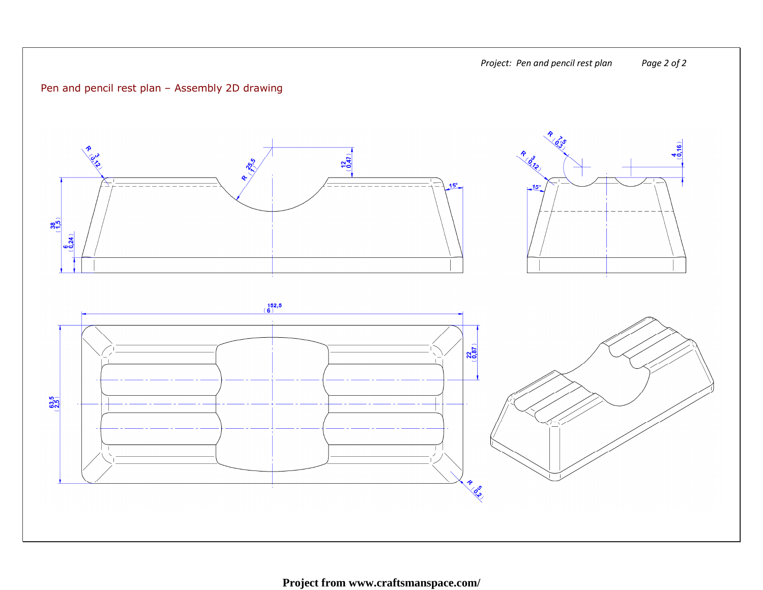Pen and pencil rest plan – Assembly 2D drawing

R 3 (0,12)

R 25,5 (1)

12 (0,47)

15°

38 (1,5)

6 (0,24)

R 7,5 (0,3)

R 3 (0,12)

4 (0,16)

15°

152,5 (6)

22 (0,87)

63,5 (2,5)

R 5 (0,2)

**Project from www.craftsmanspace.com/**